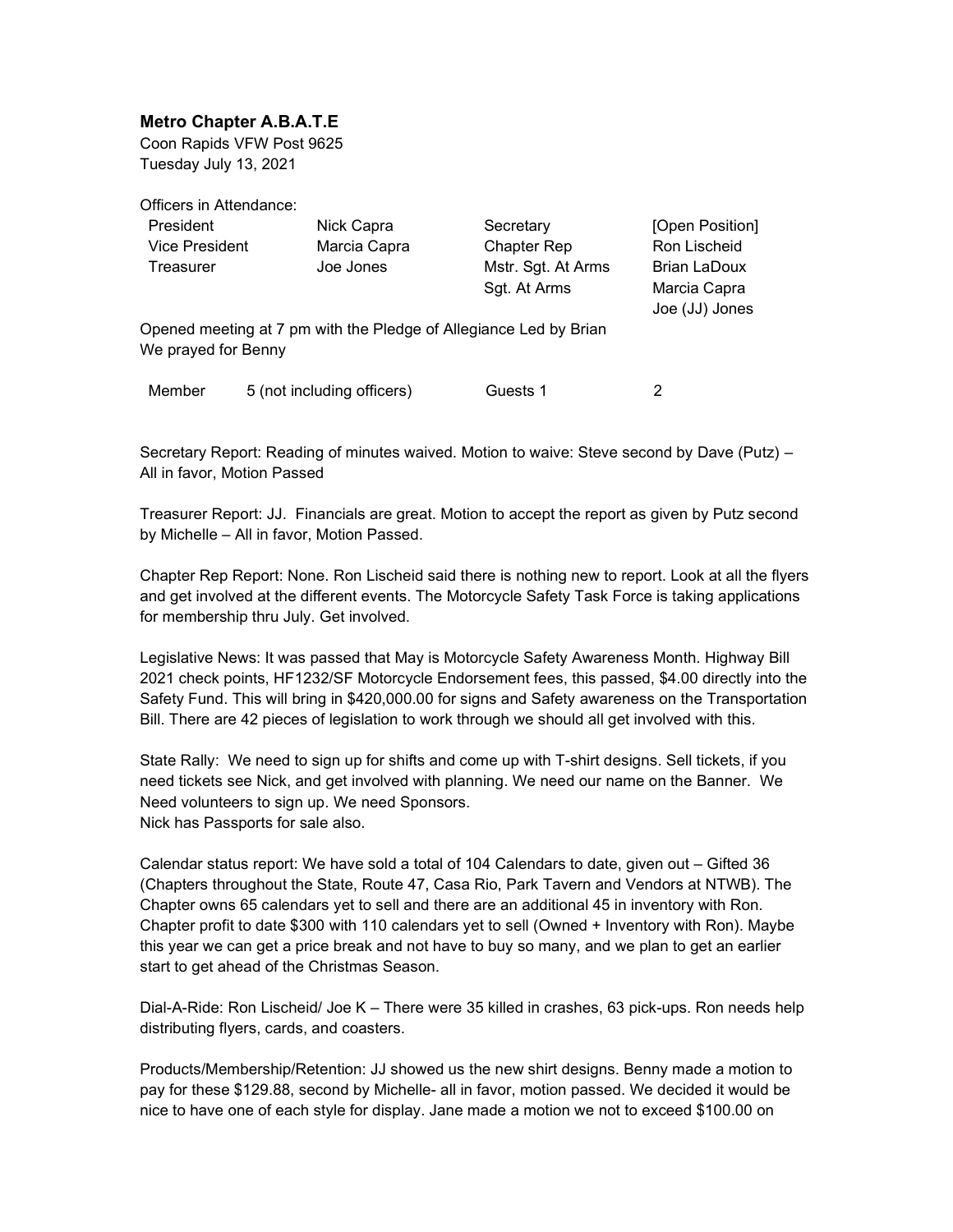**Metro Chapter A.B.A.T.E**

Coon Rapids VFW Post 9625
Tuesday July 13, 2021

Officers in Attendance:

| | | | |
|---|---|---|---|
| President | Nick Capra | Secretary | [Open Position] |
| Vice President | Marcia Capra | Chapter Rep | Ron Lischeid |
| Treasurer | Joe Jones | Mstr. Sgt. At Arms | Brian LaDoux |
| | | Sgt. At Arms | Marcia Capra<br>Joe (JJ) Jones |

Opened meeting at 7 pm with the Pledge of Allegiance Led by Brian
We prayed for Benny

| | | | |
|---|---|---|---|
| Member | 5 (not including officers) | Guests 1 | 2 |

Secretary Report: Reading of minutes waived. Motion to waive: Steve second by Dave (Putz) – All in favor, Motion Passed

Treasurer Report: JJ. Financials are great. Motion to accept the report as given by Putz second by Michelle – All in favor, Motion Passed.

Chapter Rep Report: None. Ron Lischeid said there is nothing new to report. Look at all the flyers and get involved at the different events. The Motorcycle Safety Task Force is taking applications for membership thru July. Get involved.

Legislative News: It was passed that May is Motorcycle Safety Awareness Month. Highway Bill 2021 check points, HF1232/SF Motorcycle Endorsement fees, this passed, $4.00 directly into the Safety Fund. This will bring in $420,000.00 for signs and Safety awareness on the Transportation Bill. There are 42 pieces of legislation to work through we should all get involved with this.

State Rally: We need to sign up for shifts and come up with T-shirt designs. Sell tickets, if you need tickets see Nick, and get involved with planning. We need our name on the Banner. We Need volunteers to sign up. We need Sponsors.
Nick has Passports for sale also.

Calendar status report: We have sold a total of 104 Calendars to date, given out – Gifted 36 (Chapters throughout the State, Route 47, Casa Rio, Park Tavern and Vendors at NTWB). The Chapter owns 65 calendars yet to sell and there are an additional 45 in inventory with Ron. Chapter profit to date $300 with 110 calendars yet to sell (Owned + Inventory with Ron). Maybe this year we can get a price break and not have to buy so many, and we plan to get an earlier start to get ahead of the Christmas Season.

Dial-A-Ride: Ron Lischeid/ Joe K – There were 35 killed in crashes, 63 pick-ups. Ron needs help distributing flyers, cards, and coasters.

Products/Membership/Retention: JJ showed us the new shirt designs. Benny made a motion to pay for these $129.88, second by Michelle- all in favor, motion passed. We decided it would be nice to have one of each style for display. Jane made a motion we not to exceed $100.00 on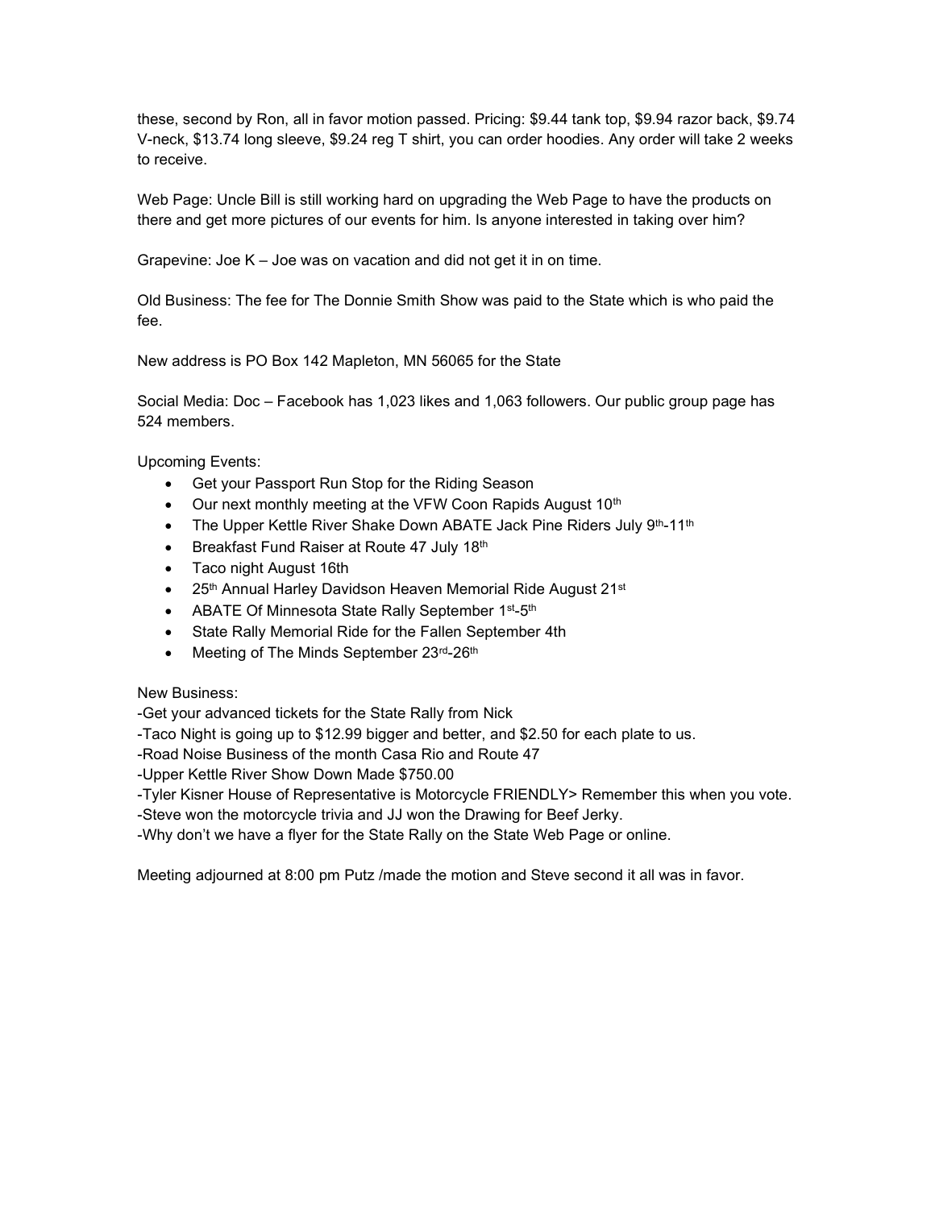these, second by Ron, all in favor motion passed. Pricing: $9.44 tank top, $9.94 razor back, $9.74 V-neck, $13.74 long sleeve, $9.24 reg T shirt, you can order hoodies. Any order will take 2 weeks to receive.

Web Page: Uncle Bill is still working hard on upgrading the Web Page to have the products on there and get more pictures of our events for him. Is anyone interested in taking over him?

Grapevine: Joe K – Joe was on vacation and did not get it in on time.

Old Business: The fee for The Donnie Smith Show was paid to the State which is who paid the fee.

New address is PO Box 142 Mapleton, MN 56065 for the State

Social Media: Doc – Facebook has 1,023 likes and 1,063 followers. Our public group page has 524 members.

Upcoming Events:

- Get your Passport Run Stop for the Riding Season
- Our next monthly meeting at the VFW Coon Rapids August 10th
- The Upper Kettle River Shake Down ABATE Jack Pine Riders July 9th-11th
- Breakfast Fund Raiser at Route 47 July 18th
- Taco night August 16th
- 25th Annual Harley Davidson Heaven Memorial Ride August 21st
- ABATE Of Minnesota State Rally September 1st-5th
- State Rally Memorial Ride for the Fallen September 4th
- Meeting of The Minds September 23rd-26th

New Business:

-Get your advanced tickets for the State Rally from Nick

-Taco Night is going up to $12.99 bigger and better, and $2.50 for each plate to us.

-Road Noise Business of the month Casa Rio and Route 47

-Upper Kettle River Show Down Made $750.00

-Tyler Kisner House of Representative is Motorcycle FRIENDLY> Remember this when you vote.

-Steve won the motorcycle trivia and JJ won the Drawing for Beef Jerky.

-Why don't we have a flyer for the State Rally on the State Web Page or online.

Meeting adjourned at 8:00 pm Putz /made the motion and Steve second it all was in favor.